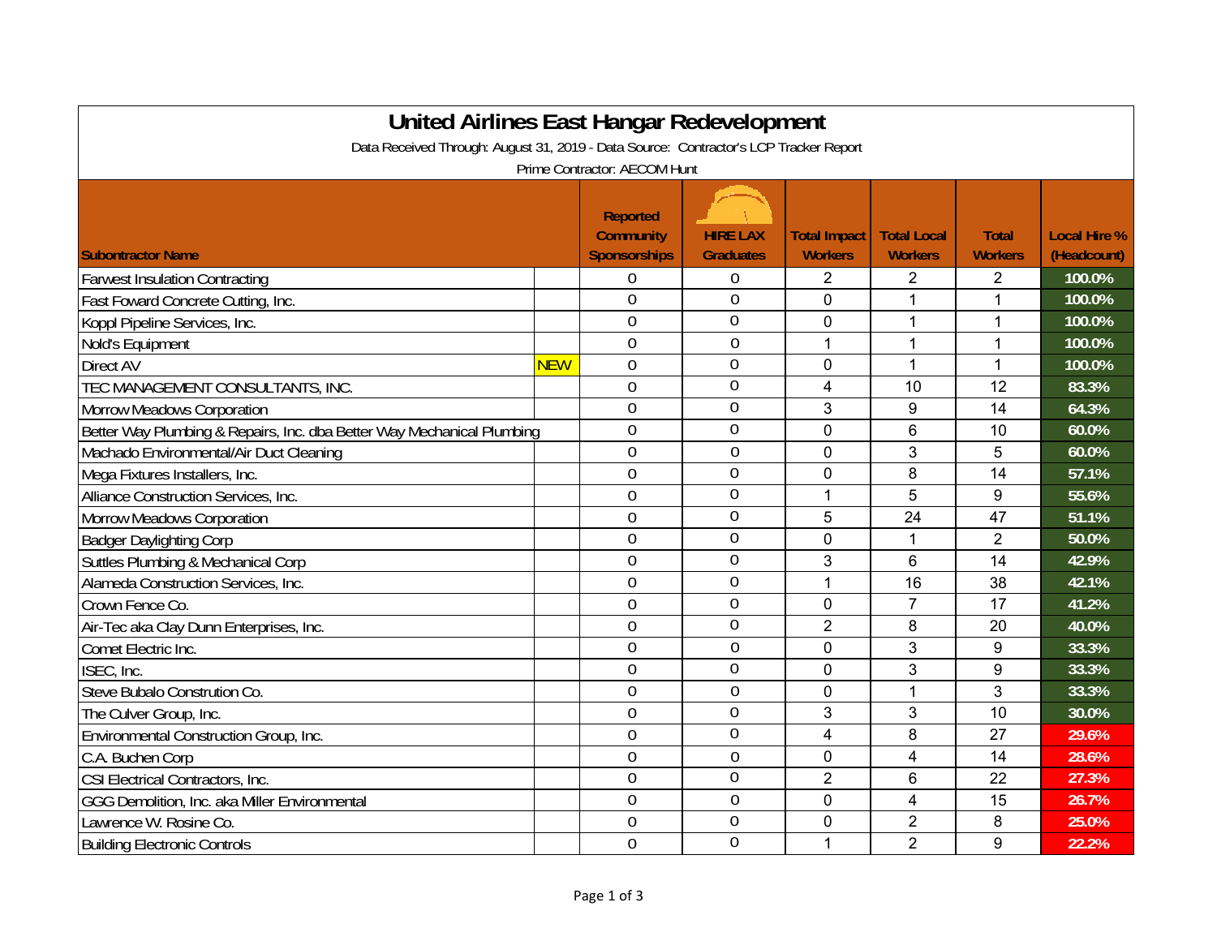# United Airlines East Hangar Redevelopment

Data Received Through: August 31, 2019 - Data Source: Contractor's LCP Tracker Report

Prime Contractor: AECOM Hunt

| Subontractor Name | | Reported Community Sponsorships | HIRE LAX Graduates | Total Impact Workers | Total Local Workers | Total Workers | Local Hire % (Headcount) |
|---|---|---|---|---|---|---|---|
| Farwest Insulation Contracting | | 0 | 0 | 2 | 2 | 2 | 100.0% |
| Fast Foward Concrete Cutting, Inc. | | 0 | 0 | 0 | 1 | 1 | 100.0% |
| Koppl Pipeline Services, Inc. | | 0 | 0 | 0 | 1 | 1 | 100.0% |
| Nold's Equipment | | 0 | 0 | 1 | 1 | 1 | 100.0% |
| Direct AV | NEW | 0 | 0 | 0 | 1 | 1 | 100.0% |
| TEC MANAGEMENT CONSULTANTS, INC. | | 0 | 0 | 4 | 10 | 12 | 83.3% |
| Morrow Meadows Corporation | | 0 | 0 | 3 | 9 | 14 | 64.3% |
| Better Way Plumbing & Repairs, Inc. dba Better Way Mechanical Plumbing | | 0 | 0 | 0 | 6 | 10 | 60.0% |
| Machado Environmental/Air Duct Cleaning | | 0 | 0 | 0 | 3 | 5 | 60.0% |
| Mega Fixtures Installers, Inc. | | 0 | 0 | 0 | 8 | 14 | 57.1% |
| Alliance Construction Services, Inc. | | 0 | 0 | 1 | 5 | 9 | 55.6% |
| Morrow Meadows Corporation | | 0 | 0 | 5 | 24 | 47 | 51.1% |
| Badger Daylighting Corp | | 0 | 0 | 0 | 1 | 2 | 50.0% |
| Suttles Plumbing & Mechanical Corp | | 0 | 0 | 3 | 6 | 14 | 42.9% |
| Alameda Construction Services, Inc. | | 0 | 0 | 1 | 16 | 38 | 42.1% |
| Crown Fence Co. | | 0 | 0 | 0 | 7 | 17 | 41.2% |
| Air-Tec aka Clay Dunn Enterprises, Inc. | | 0 | 0 | 2 | 8 | 20 | 40.0% |
| Comet Electric Inc. | | 0 | 0 | 0 | 3 | 9 | 33.3% |
| ISEC, Inc. | | 0 | 0 | 0 | 3 | 9 | 33.3% |
| Steve Bubalo Constrution Co. | | 0 | 0 | 0 | 1 | 3 | 33.3% |
| The Culver Group, Inc. | | 0 | 0 | 3 | 3 | 10 | 30.0% |
| Environmental Construction Group, Inc. | | 0 | 0 | 4 | 8 | 27 | 29.6% |
| C.A. Buchen Corp | | 0 | 0 | 0 | 4 | 14 | 28.6% |
| CSI Electrical Contractors, Inc. | | 0 | 0 | 2 | 6 | 22 | 27.3% |
| GGG Demolition, Inc. aka Miller Environmental | | 0 | 0 | 0 | 4 | 15 | 26.7% |
| Lawrence W. Rosine Co. | | 0 | 0 | 0 | 2 | 8 | 25.0% |
| Building Electronic Controls | | 0 | 0 | 1 | 2 | 9 | 22.2% |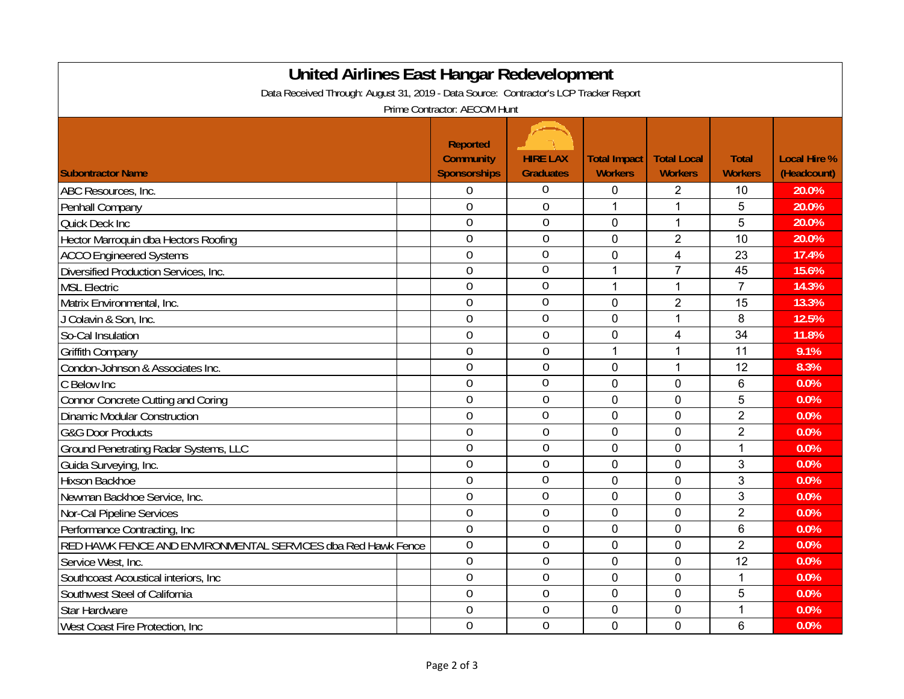# United Airlines East Hangar Redevelopment

Data Received Through: August 31, 2019 - Data Source: Contractor's LCP Tracker Report

Prime Contractor: AECOM Hunt

| Subontractor Name | Reported Community Sponsorships | HIRE LAX Graduates | Total Impact Workers | Total Local Workers | Total Workers | Local Hire % (Headcount) |
|---|---|---|---|---|---|---|
| ABC Resources, Inc. | 0 | 0 | 0 | 2 | 10 | 20.0% |
| Penhall Company | 0 | 0 | 1 | 1 | 5 | 20.0% |
| Quick Deck Inc | 0 | 0 | 0 | 1 | 5 | 20.0% |
| Hector Marroquin dba Hectors Roofing | 0 | 0 | 0 | 2 | 10 | 20.0% |
| ACCO Engineered Systems | 0 | 0 | 0 | 4 | 23 | 17.4% |
| Diversified Production Services, Inc. | 0 | 0 | 1 | 7 | 45 | 15.6% |
| MSL Electric | 0 | 0 | 1 | 1 | 7 | 14.3% |
| Matrix Environmental, Inc. | 0 | 0 | 0 | 2 | 15 | 13.3% |
| J Colavin & Son, Inc. | 0 | 0 | 0 | 1 | 8 | 12.5% |
| So-Cal Insulation | 0 | 0 | 0 | 4 | 34 | 11.8% |
| Griffith Company | 0 | 0 | 1 | 1 | 11 | 9.1% |
| Condon-Johnson & Associates Inc. | 0 | 0 | 0 | 1 | 12 | 8.3% |
| C Below Inc | 0 | 0 | 0 | 0 | 6 | 0.0% |
| Connor Concrete Cutting and Coring | 0 | 0 | 0 | 0 | 5 | 0.0% |
| Dinamic Modular Construction | 0 | 0 | 0 | 0 | 2 | 0.0% |
| G&G Door Products | 0 | 0 | 0 | 0 | 2 | 0.0% |
| Ground Penetrating Radar Systems, LLC | 0 | 0 | 0 | 0 | 1 | 0.0% |
| Guida Surveying, Inc. | 0 | 0 | 0 | 0 | 3 | 0.0% |
| Hixson Backhoe | 0 | 0 | 0 | 0 | 3 | 0.0% |
| Newman Backhoe Service, Inc. | 0 | 0 | 0 | 0 | 3 | 0.0% |
| Nor-Cal Pipeline Services | 0 | 0 | 0 | 0 | 2 | 0.0% |
| Performance Contracting, Inc | 0 | 0 | 0 | 0 | 6 | 0.0% |
| RED HAWK FENCE AND ENVIRONMENTAL SERVICES dba Red Hawk Fence | 0 | 0 | 0 | 0 | 2 | 0.0% |
| Service West, Inc. | 0 | 0 | 0 | 0 | 12 | 0.0% |
| Southcoast Acoustical interiors, Inc | 0 | 0 | 0 | 0 | 1 | 0.0% |
| Southwest Steel of California | 0 | 0 | 0 | 0 | 5 | 0.0% |
| Star Hardware | 0 | 0 | 0 | 0 | 1 | 0.0% |
| West Coast Fire Protection, Inc | 0 | 0 | 0 | 0 | 6 | 0.0% |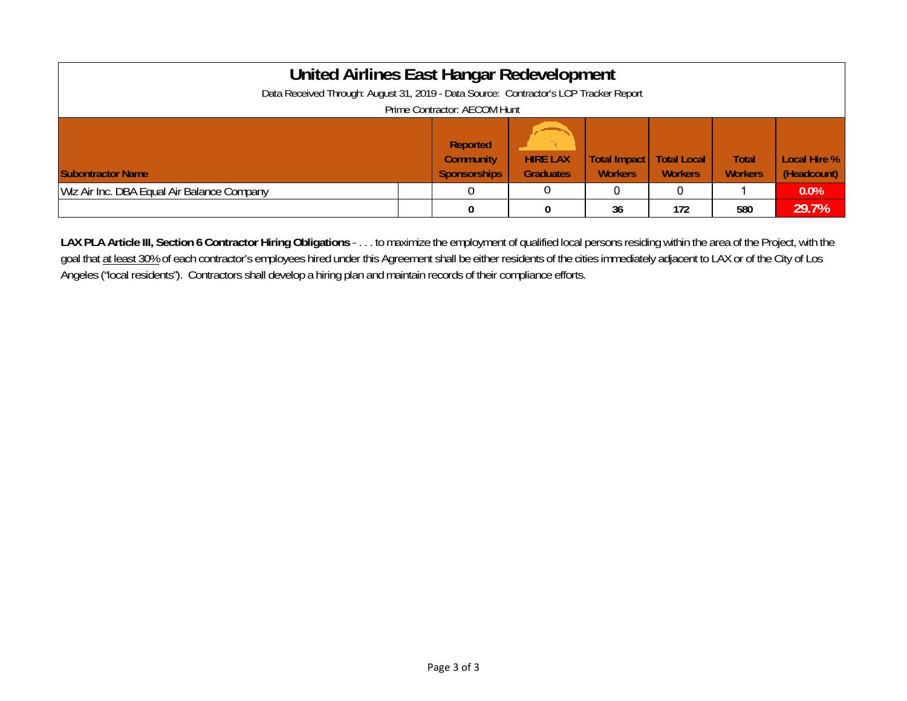# United Airlines East Hangar Redevelopment

Data Received Through: August 31, 2019 - Data Source: Contractor's LCP Tracker Report

Prime Contractor: AECOM Hunt

| Subontractor Name | | Reported Community Sponsorships | HIRE LAX Graduates | Total Impact Workers | Total Local Workers | Total Workers | Local Hire % (Headcount) |
|---|---|---|---|---|---|---|---|
| Wlz Air Inc. DBA Equal Air Balance Company | | 0 | 0 | 0 | 0 | 1 | 0.0% |
| | | **0** | **0** | **36** | **172** | **580** | **29.7%** |

**LAX PLA Article III, Section 6 Contractor Hiring Obligations** - . . . to maximize the employment of qualified local persons residing within the area of the Project, with the goal that at least 30% of each contractor's employees hired under this Agreement shall be either residents of the cities immediately adjacent to LAX or of the City of Los Angeles ("local residents"). Contractors shall develop a hiring plan and maintain records of their compliance efforts.